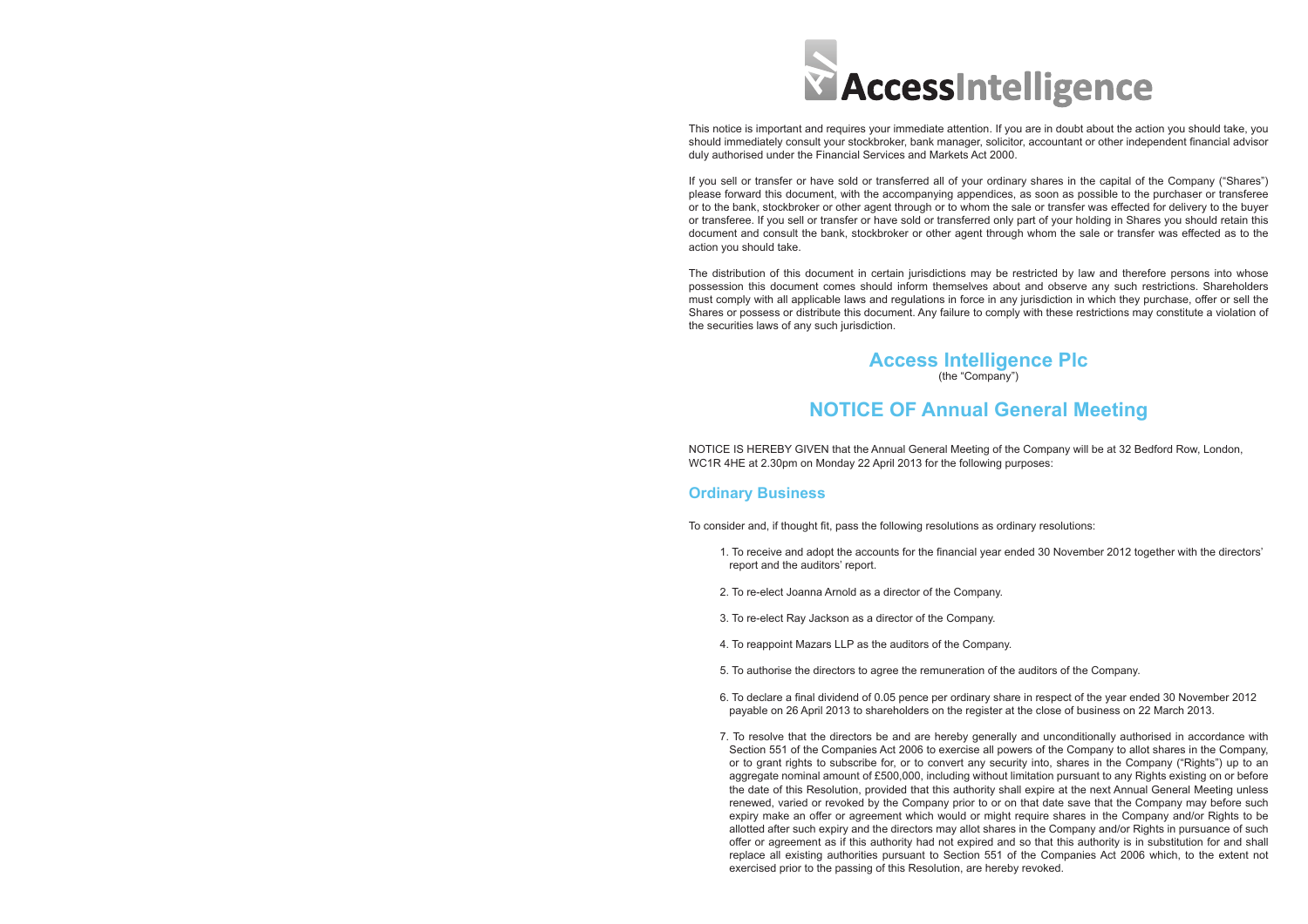# AccessIntelligence

This notice is important and requires your immediate attention. If you are in doubt about the action you should take, you should immediately consult your stockbroker, bank manager, solicitor, accountant or other independent financial advisor duly authorised under the Financial Services and Markets Act 2000.

If you sell or transfer or have sold or transferred all of your ordinary shares in the capital of the Company ("Shares") please forward this document, with the accompanying appendices, as soon as possible to the purchaser or transferee or to the bank, stockbroker or other agent through or to whom the sale or transfer was effected for delivery to the buyer or transferee. If you sell or transfer or have sold or transferred only part of your holding in Shares you should retain this document and consult the bank, stockbroker or other agent through whom the sale or transfer was effected as to the action you should take.

The distribution of this document in certain jurisdictions may be restricted by law and therefore persons into whose possession this document comes should inform themselves about and observe any such restrictions. Shareholders must comply with all applicable laws and regulations in force in any jurisdiction in which they purchase, offer or sell the Shares or possess or distribute this document. Any failure to comply with these restrictions may constitute a violation of the securities laws of any such jurisdiction.

## Access Intelligence Plc

(the "Company")

# NOTICE OF Annual General Meeting

NOTICE IS HEREBY GIVEN that the Annual General Meeting of the Company will be at 32 Bedford Row, London, WC1R 4HE at 2.30pm on Monday 22 April 2013 for the following purposes:

## Ordinary Business

To consider and, if thought fit, pass the following resolutions as ordinary resolutions:

1. To receive and adopt the accounts for the financial year ended 30 November 2012 together with the directors' report and the auditors' report.

2. To re-elect Joanna Arnold as a director of the Company.

3. To re-elect Ray Jackson as a director of the Company.

4. To reappoint Mazars LLP as the auditors of the Company.

5. To authorise the directors to agree the remuneration of the auditors of the Company.

6. To declare a final dividend of 0.05 pence per ordinary share in respect of the year ended 30 November 2012 payable on 26 April 2013 to shareholders on the register at the close of business on 22 March 2013.

7. To resolve that the directors be and are hereby generally and unconditionally authorised in accordance with Section 551 of the Companies Act 2006 to exercise all powers of the Company to allot shares in the Company, or to grant rights to subscribe for, or to convert any security into, shares in the Company ("Rights") up to an aggregate nominal amount of £500,000, including without limitation pursuant to any Rights existing on or before the date of this Resolution, provided that this authority shall expire at the next Annual General Meeting unless renewed, varied or revoked by the Company prior to or on that date save that the Company may before such expiry make an offer or agreement which would or might require shares in the Company and/or Rights to be allotted after such expiry and the directors may allot shares in the Company and/or Rights in pursuance of such offer or agreement as if this authority had not expired and so that this authority is in substitution for and shall replace all existing authorities pursuant to Section 551 of the Companies Act 2006 which, to the extent not exercised prior to the passing of this Resolution, are hereby revoked.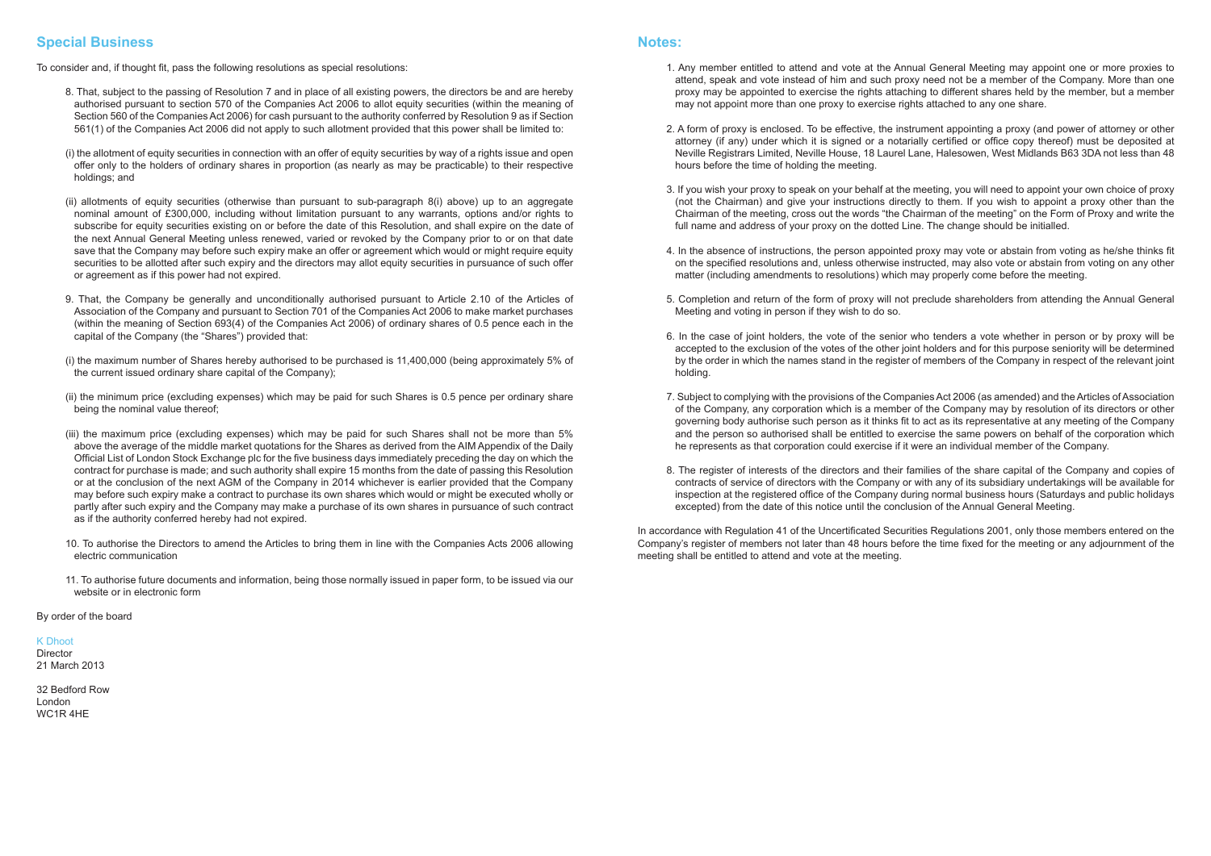## Special Business

To consider and, if thought fit, pass the following resolutions as special resolutions:

8. That, subject to the passing of Resolution 7 and in place of all existing powers, the directors be and are hereby authorised pursuant to section 570 of the Companies Act 2006 to allot equity securities (within the meaning of Section 560 of the Companies Act 2006) for cash pursuant to the authority conferred by Resolution 9 as if Section 561(1) of the Companies Act 2006 did not apply to such allotment provided that this power shall be limited to:

(i) the allotment of equity securities in connection with an offer of equity securities by way of a rights issue and open offer only to the holders of ordinary shares in proportion (as nearly as may be practicable) to their respective holdings; and

(ii) allotments of equity securities (otherwise than pursuant to sub-paragraph 8(i) above) up to an aggregate nominal amount of £300,000, including without limitation pursuant to any warrants, options and/or rights to subscribe for equity securities existing on or before the date of this Resolution, and shall expire on the date of the next Annual General Meeting unless renewed, varied or revoked by the Company prior to or on that date save that the Company may before such expiry make an offer or agreement which would or might require equity securities to be allotted after such expiry and the directors may allot equity securities in pursuance of such offer or agreement as if this power had not expired.

9. That, the Company be generally and unconditionally authorised pursuant to Article 2.10 of the Articles of Association of the Company and pursuant to Section 701 of the Companies Act 2006 to make market purchases (within the meaning of Section 693(4) of the Companies Act 2006) of ordinary shares of 0.5 pence each in the capital of the Company (the "Shares") provided that:

(i) the maximum number of Shares hereby authorised to be purchased is 11,400,000 (being approximately 5% of the current issued ordinary share capital of the Company);

(ii) the minimum price (excluding expenses) which may be paid for such Shares is 0.5 pence per ordinary share being the nominal value thereof;

(iii) the maximum price (excluding expenses) which may be paid for such Shares shall not be more than 5% above the average of the middle market quotations for the Shares as derived from the AIM Appendix of the Daily Official List of London Stock Exchange plc for the five business days immediately preceding the day on which the contract for purchase is made; and such authority shall expire 15 months from the date of passing this Resolution or at the conclusion of the next AGM of the Company in 2014 whichever is earlier provided that the Company may before such expiry make a contract to purchase its own shares which would or might be executed wholly or partly after such expiry and the Company may make a purchase of its own shares in pursuance of such contract as if the authority conferred hereby had not expired.

10. To authorise the Directors to amend the Articles to bring them in line with the Companies Acts 2006 allowing electric communication

11. To authorise future documents and information, being those normally issued in paper form, to be issued via our website or in electronic form

By order of the board

K Dhoot
Director
21 March 2013

32 Bedford Row
London
WC1R 4HE

## Notes:

1. Any member entitled to attend and vote at the Annual General Meeting may appoint one or more proxies to attend, speak and vote instead of him and such proxy need not be a member of the Company. More than one proxy may be appointed to exercise the rights attaching to different shares held by the member, but a member may not appoint more than one proxy to exercise rights attached to any one share.

2. A form of proxy is enclosed. To be effective, the instrument appointing a proxy (and power of attorney or other attorney (if any) under which it is signed or a notarially certified or office copy thereof) must be deposited at Neville Registrars Limited, Neville House, 18 Laurel Lane, Halesowen, West Midlands B63 3DA not less than 48 hours before the time of holding the meeting.

3. If you wish your proxy to speak on your behalf at the meeting, you will need to appoint your own choice of proxy (not the Chairman) and give your instructions directly to them. If you wish to appoint a proxy other than the Chairman of the meeting, cross out the words "the Chairman of the meeting" on the Form of Proxy and write the full name and address of your proxy on the dotted Line. The change should be initialled.

4. In the absence of instructions, the person appointed proxy may vote or abstain from voting as he/she thinks fit on the specified resolutions and, unless otherwise instructed, may also vote or abstain from voting on any other matter (including amendments to resolutions) which may properly come before the meeting.

5. Completion and return of the form of proxy will not preclude shareholders from attending the Annual General Meeting and voting in person if they wish to do so.

6. In the case of joint holders, the vote of the senior who tenders a vote whether in person or by proxy will be accepted to the exclusion of the votes of the other joint holders and for this purpose seniority will be determined by the order in which the names stand in the register of members of the Company in respect of the relevant joint holding.

7. Subject to complying with the provisions of the Companies Act 2006 (as amended) and the Articles of Association of the Company, any corporation which is a member of the Company may by resolution of its directors or other governing body authorise such person as it thinks fit to act as its representative at any meeting of the Company and the person so authorised shall be entitled to exercise the same powers on behalf of the corporation which he represents as that corporation could exercise if it were an individual member of the Company.

8. The register of interests of the directors and their families of the share capital of the Company and copies of contracts of service of directors with the Company or with any of its subsidiary undertakings will be available for inspection at the registered office of the Company during normal business hours (Saturdays and public holidays excepted) from the date of this notice until the conclusion of the Annual General Meeting.

In accordance with Regulation 41 of the Uncertificated Securities Regulations 2001, only those members entered on the Company's register of members not later than 48 hours before the time fixed for the meeting or any adjournment of the meeting shall be entitled to attend and vote at the meeting.